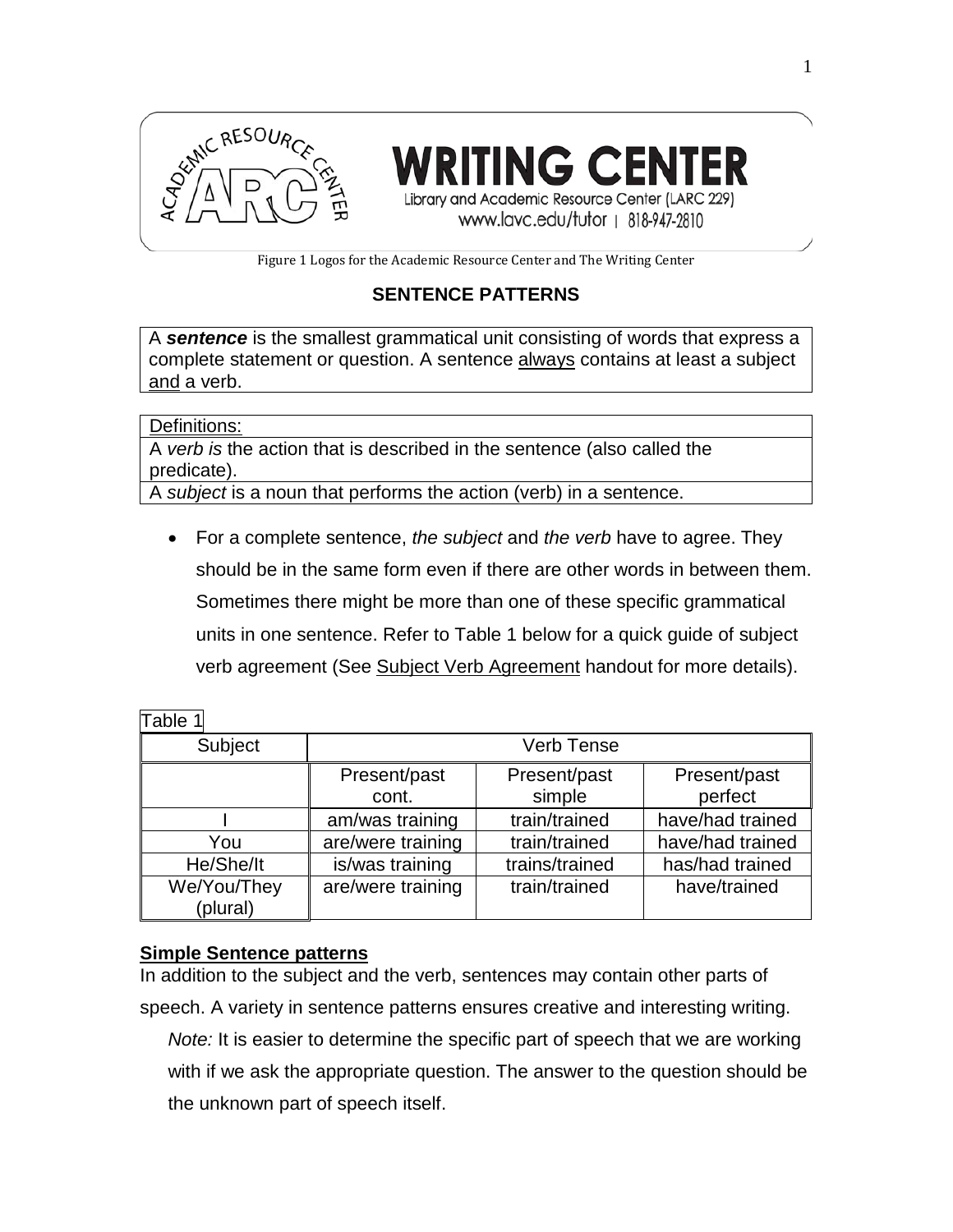**WRITING CENTER**

Library and Academic Resource Center (LARC 229)

www.lavc.edu/tutor | 818-947-2810

Figure 1 Logos for the Academic Resource Center and The Writing Center

## SENTENCE PATTERNS

A ***sentence*** is the smallest grammatical unit consisting of words that express a complete statement or question. A sentence always contains at least a subject and a verb.

Definitions:

A *verb is* the action that is described in the sentence (also called the predicate).

A *subject* is a noun that performs the action (verb) in a sentence.

- For a complete sentence, *the subject* and *the verb* have to agree. They should be in the same form even if there are other words in between them. Sometimes there might be more than one of these specific grammatical units in one sentence. Refer to Table 1 below for a quick guide of subject verb agreement (See Subject Verb Agreement handout for more details).

Table 1

| Subject | Verb Tense | | |
|---|---|---|---|
| | Present/past cont. | Present/past simple | Present/past perfect |
| I | am/was training | train/trained | have/had trained |
| You | are/were training | train/trained | have/had trained |
| He/She/It | is/was training | trains/trained | has/had trained |
| We/You/They (plural) | are/were training | train/trained | have/trained |

### Simple Sentence patterns

In addition to the subject and the verb, sentences may contain other parts of speech. A variety in sentence patterns ensures creative and interesting writing.

*Note:* It is easier to determine the specific part of speech that we are working with if we ask the appropriate question. The answer to the question should be the unknown part of speech itself.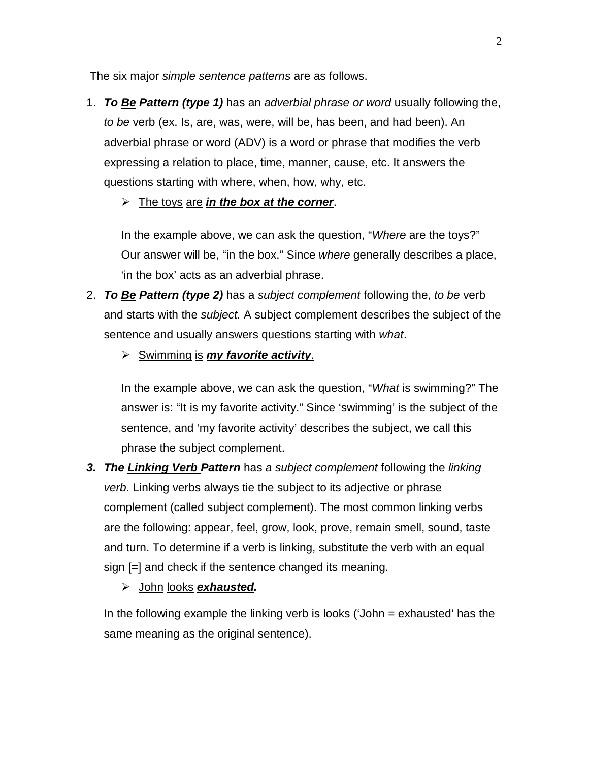The six major *simple sentence patterns* are as follows.

1. ***To Be Pattern (type 1)*** has an *adverbial phrase or word* usually following the, *to be* verb (ex. Is, are, was, were, will be, has been, and had been). An adverbial phrase or word (ADV) is a word or phrase that modifies the verb expressing a relation to place, time, manner, cause, etc. It answers the questions starting with where, when, how, why, etc.

   - The toys are ***in the box at the corner***.

   In the example above, we can ask the question, "*Where* are the toys?" Our answer will be, "in the box." Since *where* generally describes a place, 'in the box' acts as an adverbial phrase.

2. ***To Be Pattern (type 2)*** has a *subject complement* following the, *to be* verb and starts with the *subject.* A subject complement describes the subject of the sentence and usually answers questions starting with *what*.

   - Swimming is ***my favorite activity***.

   In the example above, we can ask the question, "*What* is swimming?" The answer is: "It is my favorite activity." Since 'swimming' is the subject of the sentence, and 'my favorite activity' describes the subject, we call this phrase the subject complement.

3. ***The Linking Verb Pattern*** has *a subject complement* following the *linking verb*. Linking verbs always tie the subject to its adjective or phrase complement (called subject complement). The most common linking verbs are the following: appear, feel, grow, look, prove, remain smell, sound, taste and turn. To determine if a verb is linking, substitute the verb with an equal sign [=] and check if the sentence changed its meaning.

   - John looks ***exhausted.***

   In the following example the linking verb is looks ('John = exhausted' has the same meaning as the original sentence).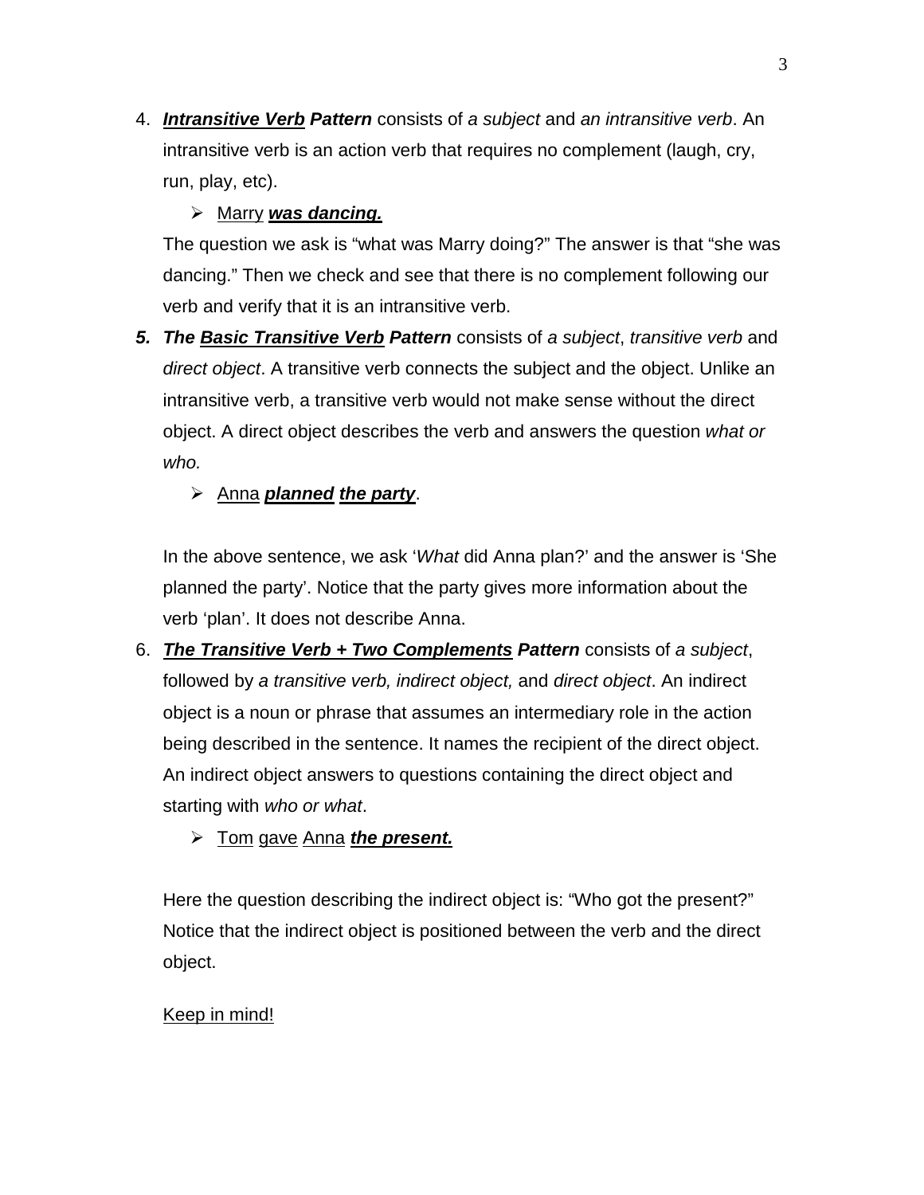4. ***<u>Intransitive Verb</u>* Pattern** consists of *a subject* and *an intransitive verb*. An intransitive verb is an action verb that requires no complement (laugh, cry, run, play, etc).

    - <u>Marry</u> ***<u>was dancing.</u>***

   The question we ask is "what was Marry doing?" The answer is that "she was dancing." Then we check and see that there is no complement following our verb and verify that it is an intransitive verb.

5. ***The <u>Basic Transitive Verb</u> Pattern*** consists of *a subject*, *transitive verb* and *direct object*. A transitive verb connects the subject and the object. Unlike an intransitive verb, a transitive verb would not make sense without the direct object. A direct object describes the verb and answers the question *what or who.*

    - <u>Anna</u> ***<u>planned</u>*** ***<u>the party</u>***.

   In the above sentence, we ask '*What* did Anna plan?' and the answer is 'She planned the party'. Notice that the party gives more information about the verb 'plan'. It does not describe Anna.

6. ***<u>The Transitive Verb + Two Complements</u>* Pattern** consists of *a subject*, followed by *a transitive verb, indirect object,* and *direct object*. An indirect object is a noun or phrase that assumes an intermediary role in the action being described in the sentence. It names the recipient of the direct object. An indirect object answers to questions containing the direct object and starting with *who or what*.

    - <u>Tom</u> <u>gave</u> <u>Anna</u> ***<u>the present.</u>***

   Here the question describing the indirect object is: "Who got the present?" Notice that the indirect object is positioned between the verb and the direct object.

   <u>Keep in mind!</u>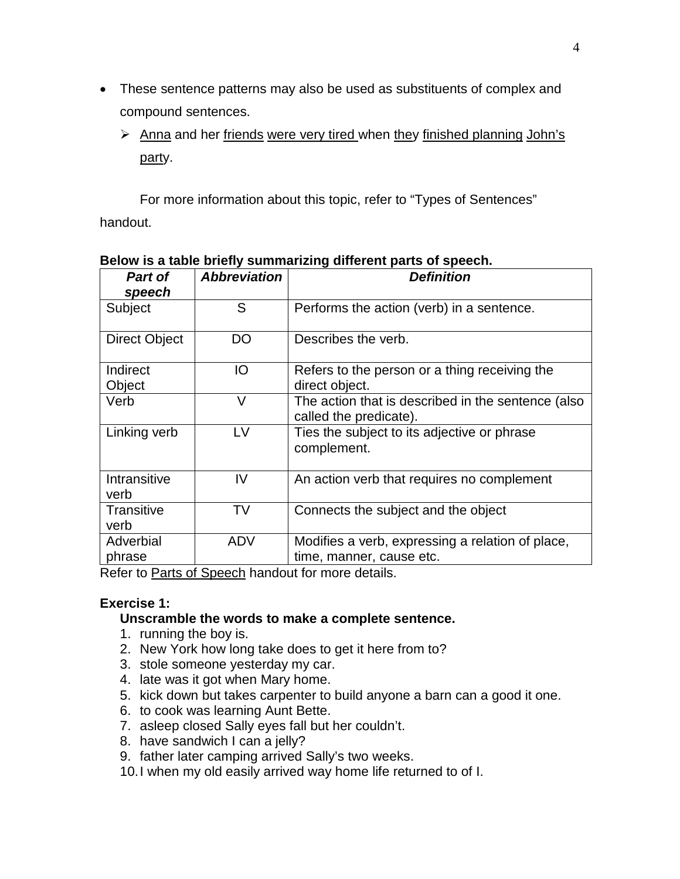- These sentence patterns may also be used as substituents of complex and compound sentences.
  - Anna and her friends were very tired when they finished planning John's party.

For more information about this topic, refer to "Types of Sentences" handout.

**Below is a table briefly summarizing different parts of speech.**

| ***Part of speech*** | ***Abbreviation*** | ***Definition*** |
|---|---|---|
| Subject | S | Performs the action (verb) in a sentence. |
| Direct Object | DO | Describes the verb. |
| Indirect Object | IO | Refers to the person or a thing receiving the direct object. |
| Verb | V | The action that is described in the sentence (also called the predicate). |
| Linking verb | LV | Ties the subject to its adjective or phrase complement. |
| Intransitive verb | IV | An action verb that requires no complement |
| Transitive verb | TV | Connects the subject and the object |
| Adverbial phrase | ADV | Modifies a verb, expressing a relation of place, time, manner, cause etc. |

Refer to Parts of Speech handout for more details.

**Exercise 1:**

**Unscramble the words to make a complete sentence.**

1. running the boy is.
2. New York how long take does to get it here from to?
3. stole someone yesterday my car.
4. late was it got when Mary home.
5. kick down but takes carpenter to build anyone a barn can a good it one.
6. to cook was learning Aunt Bette.
7. asleep closed Sally eyes fall but her couldn't.
8. have sandwich I can a jelly?
9. father later camping arrived Sally's two weeks.
10. I when my old easily arrived way home life returned to of I.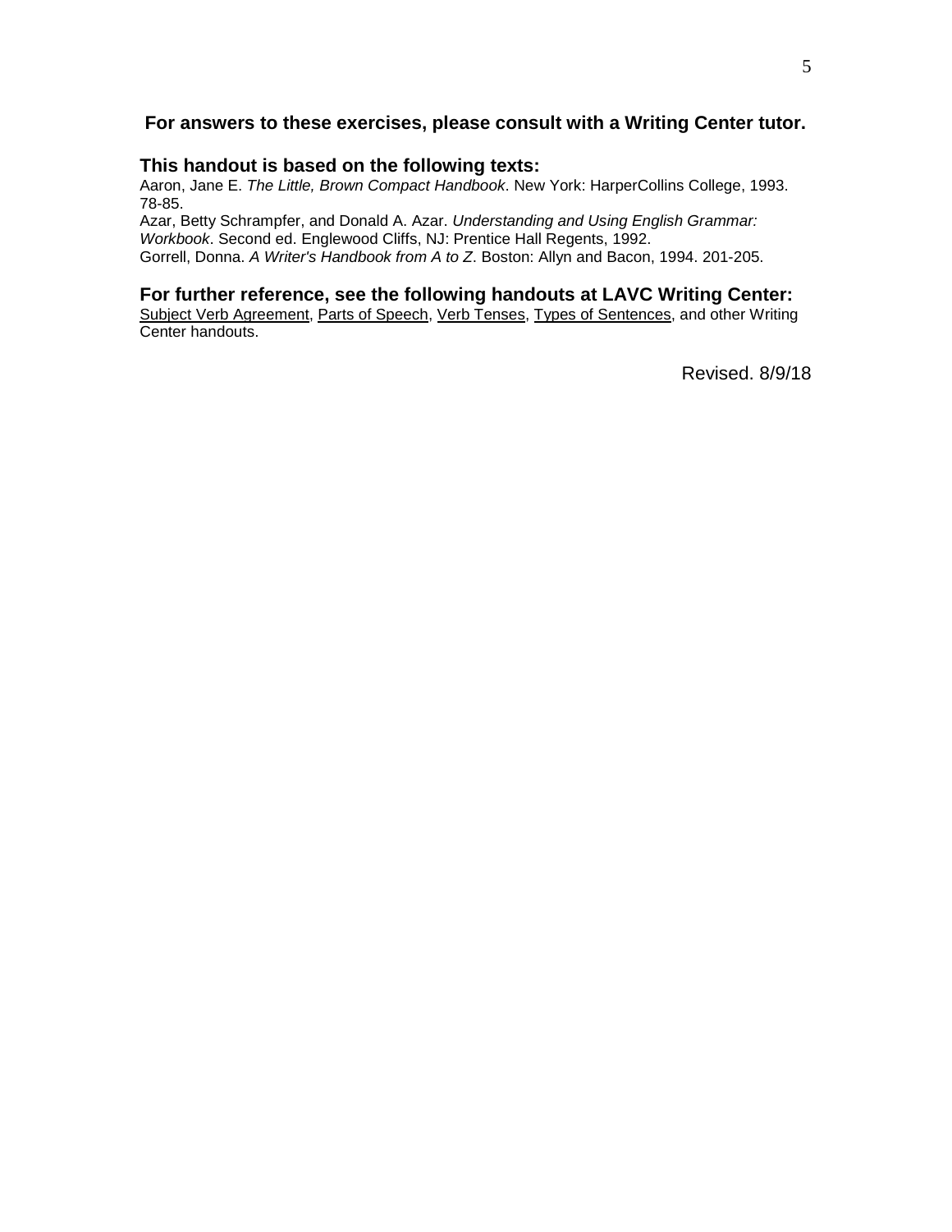**For answers to these exercises, please consult with a Writing Center tutor.**

### This handout is based on the following texts:

Aaron, Jane E. *The Little, Brown Compact Handbook*. New York: HarperCollins College, 1993. 78-85.
Azar, Betty Schrampfer, and Donald A. Azar. *Understanding and Using English Grammar: Workbook*. Second ed. Englewood Cliffs, NJ: Prentice Hall Regents, 1992.
Gorrell, Donna. *A Writer's Handbook from A to Z*. Boston: Allyn and Bacon, 1994. 201-205.

### For further reference, see the following handouts at LAVC Writing Center:

Subject Verb Agreement, Parts of Speech, Verb Tenses, Types of Sentences, and other Writing Center handouts.

Revised. 8/9/18